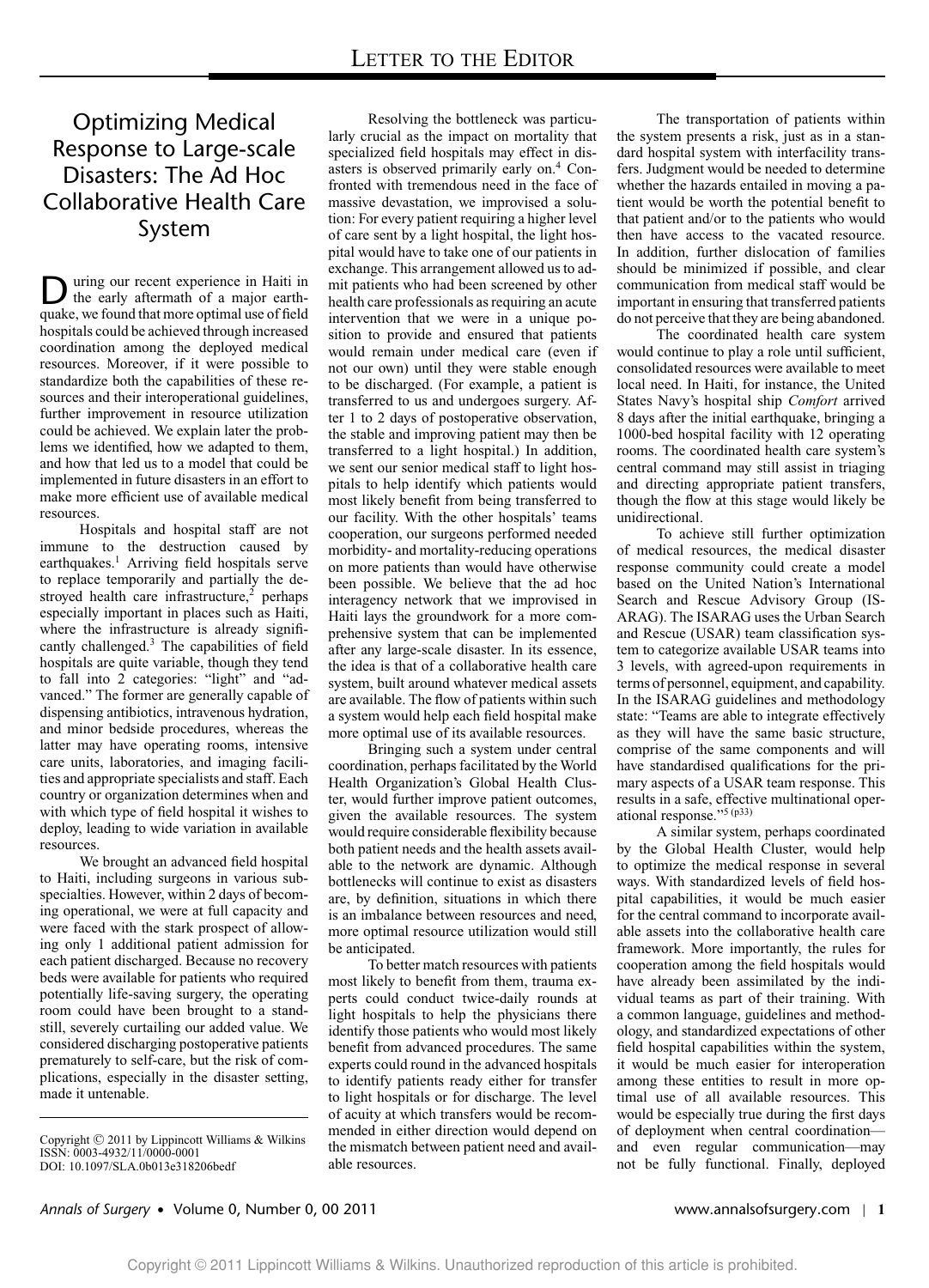# Letter to the Editor

## Optimizing Medical Response to Large-scale Disasters: The Ad Hoc Collaborative Health Care System

During our recent experience in Haiti in the early aftermath of a major earthquake, we found that more optimal use of field hospitals could be achieved through increased coordination among the deployed medical resources. Moreover, if it were possible to standardize both the capabilities of these resources and their interoperational guidelines, further improvement in resource utilization could be achieved. We explain later the problems we identified, how we adapted to them, and how that led us to a model that could be implemented in future disasters in an effort to make more efficient use of available medical resources.

Hospitals and hospital staff are not immune to the destruction caused by earthquakes.[1] Arriving field hospitals serve to replace temporarily and partially the destroyed health care infrastructure,[2] perhaps especially important in places such as Haiti, where the infrastructure is already significantly challenged.[3] The capabilities of field hospitals are quite variable, though they tend to fall into 2 categories: "light" and "advanced." The former are generally capable of dispensing antibiotics, intravenous hydration, and minor bedside procedures, whereas the latter may have operating rooms, intensive care units, laboratories, and imaging facilities and appropriate specialists and staff. Each country or organization determines when and with which type of field hospital it wishes to deploy, leading to wide variation in available resources.

We brought an advanced field hospital to Haiti, including surgeons in various subspecialties. However, within 2 days of becoming operational, we were at full capacity and were faced with the stark prospect of allowing only 1 additional patient admission for each patient discharged. Because no recovery beds were available for patients who required potentially life-saving surgery, the operating room could have been brought to a standstill, severely curtailing our added value. We considered discharging postoperative patients prematurely to self-care, but the risk of complications, especially in the disaster setting, made it untenable.

Resolving the bottleneck was particularly crucial as the impact on mortality that specialized field hospitals may effect in disasters is observed primarily early on.[4] Confronted with tremendous need in the face of massive devastation, we improvised a solution: For every patient requiring a higher level of care sent by a light hospital, the light hospital would have to take one of our patients in exchange. This arrangement allowed us to admit patients who had been screened by other health care professionals as requiring an acute intervention that we were in a unique position to provide and ensured that patients would remain under medical care (even if not our own) until they were stable enough to be discharged. (For example, a patient is transferred to us and undergoes surgery. After 1 to 2 days of postoperative observation, the stable and improving patient may then be transferred to a light hospital.) In addition, we sent our senior medical staff to light hospitals to help identify which patients would most likely benefit from being transferred to our facility. With the other hospitals' teams cooperation, our surgeons performed needed morbidity- and mortality-reducing operations on more patients than would have otherwise been possible. We believe that the ad hoc interagency network that we improvised in Haiti lays the groundwork for a more comprehensive system that can be implemented after any large-scale disaster. In its essence, the idea is that of a collaborative health care system, built around whatever medical assets are available. The flow of patients within such a system would help each field hospital make more optimal use of its available resources.

Bringing such a system under central coordination, perhaps facilitated by the World Health Organization's Global Health Cluster, would further improve patient outcomes, given the available resources. The system would require considerable flexibility because both patient needs and the health assets available to the network are dynamic. Although bottlenecks will continue to exist as disasters are, by definition, situations in which there is an imbalance between resources and need, more optimal resource utilization would still be anticipated.

To better match resources with patients most likely to benefit from them, trauma experts could conduct twice-daily rounds at light hospitals to help the physicians there identify those patients who would most likely benefit from advanced procedures. The same experts could round in the advanced hospitals to identify patients ready either for transfer to light hospitals or for discharge. The level of acuity at which transfers would be recommended in either direction would depend on the mismatch between patient need and available resources.

The transportation of patients within the system presents a risk, just as in a standard hospital system with interfacility transfers. Judgment would be needed to determine whether the hazards entailed in moving a patient would be worth the potential benefit to that patient and/or to the patients who would then have access to the vacated resource. In addition, further dislocation of families should be minimized if possible, and clear communication from medical staff would be important in ensuring that transferred patients do not perceive that they are being abandoned.

The coordinated health care system would continue to play a role until sufficient, consolidated resources were available to meet local need. In Haiti, for instance, the United States Navy's hospital ship *Comfort* arrived 8 days after the initial earthquake, bringing a 1000-bed hospital facility with 12 operating rooms. The coordinated health care system's central command may still assist in triaging and directing appropriate patient transfers, though the flow at this stage would likely be unidirectional.

To achieve still further optimization of medical resources, the medical disaster response community could create a model based on the United Nation's International Search and Rescue Advisory Group (ISARAG). The ISARAG uses the Urban Search and Rescue (USAR) team classification system to categorize available USAR teams into 3 levels, with agreed-upon requirements in terms of personnel, equipment, and capability. In the ISARAG guidelines and methodology state: "Teams are able to integrate effectively as they will have the same basic structure, comprise of the same components and will have standardised qualifications for the primary aspects of a USAR team response. This results in a safe, effective multinational operational response."[5 (p33)]

A similar system, perhaps coordinated by the Global Health Cluster, would help to optimize the medical response in several ways. With standardized levels of field hospital capabilities, it would be much easier for the central command to incorporate available assets into the collaborative health care framework. More importantly, the rules for cooperation among the field hospitals would have already been assimilated by the individual teams as part of their training. With a common language, guidelines and methodology, and standardized expectations of other field hospital capabilities within the system, it would be much easier for interoperation among these entities to result in more optimal use of all available resources. This would be especially true during the first days of deployment when central coordination—and even regular communication—may not be fully functional. Finally, deployed

Copyright © 2011 by Lippincott Williams & Wilkins
ISSN: 0003-4932/11/0000-0001
DOI: 10.1097/SLA.0b013e318206bedf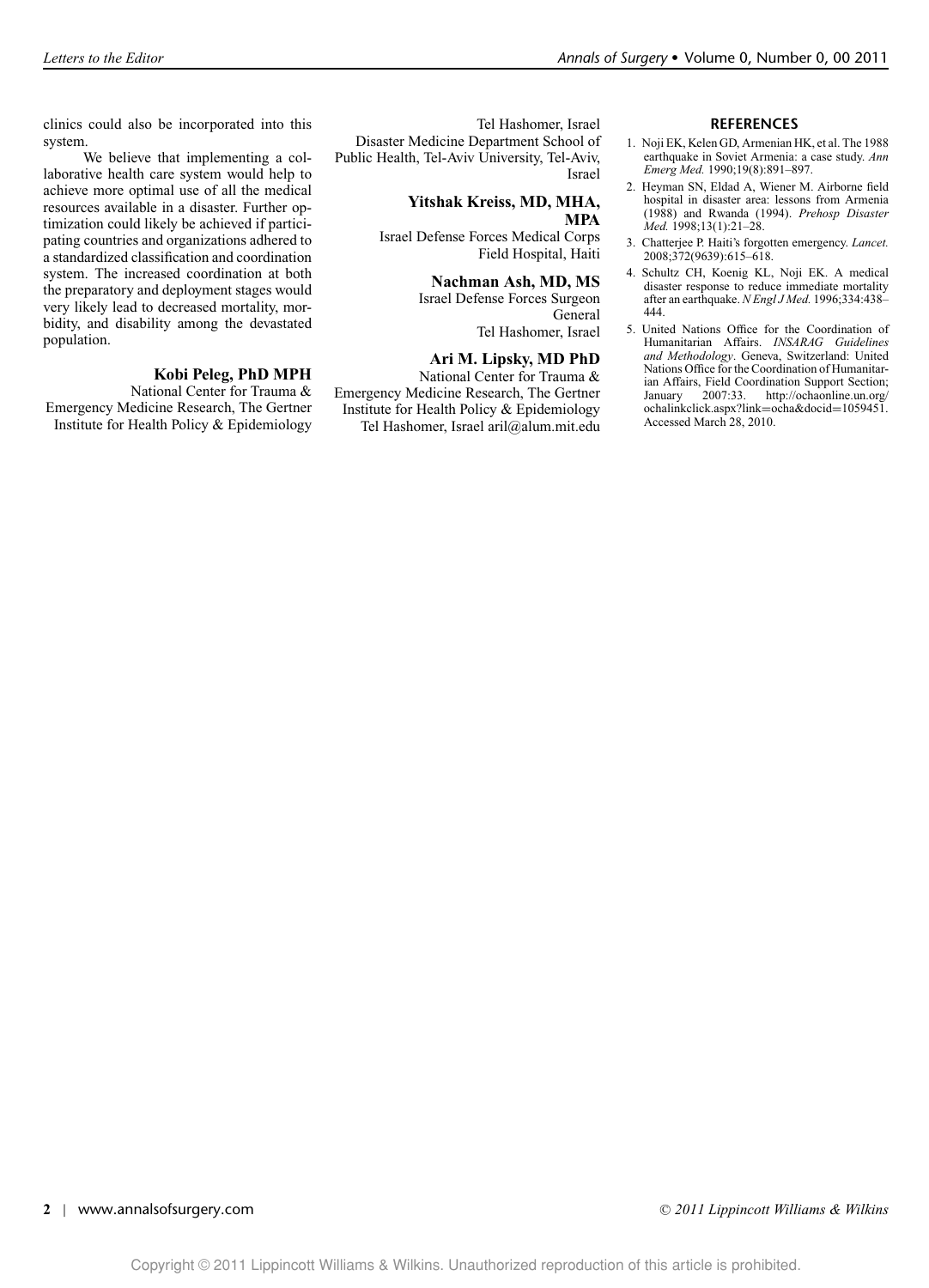clinics could also be incorporated into this system.

We believe that implementing a collaborative health care system would help to achieve more optimal use of all the medical resources available in a disaster. Further optimization could likely be achieved if participating countries and organizations adhered to a standardized classification and coordination system. The increased coordination at both the preparatory and deployment stages would very likely lead to decreased mortality, morbidity, and disability among the devastated population.

**Kobi Peleg, PhD MPH**
National Center for Trauma & Emergency Medicine Research, The Gertner Institute for Health Policy & Epidemiology
Tel Hashomer, Israel
Disaster Medicine Department School of Public Health, Tel-Aviv University, Tel-Aviv, Israel

**Yitshak Kreiss, MD, MHA, MPA**
Israel Defense Forces Medical Corps
Field Hospital, Haiti

**Nachman Ash, MD, MS**
Israel Defense Forces Surgeon General
Tel Hashomer, Israel

**Ari M. Lipsky, MD PhD**
National Center for Trauma & Emergency Medicine Research, The Gertner Institute for Health Policy & Epidemiology
Tel Hashomer, Israel aril@alum.mit.edu

## REFERENCES

1. Noji EK, Kelen GD, Armenian HK, et al. The 1988 earthquake in Soviet Armenia: a case study. *Ann Emerg Med.* 1990;19(8):891–897.
2. Heyman SN, Eldad A, Wiener M. Airborne field hospital in disaster area: lessons from Armenia (1988) and Rwanda (1994). *Prehosp Disaster Med.* 1998;13(1):21–28.
3. Chatterjee P. Haiti's forgotten emergency. *Lancet.* 2008;372(9639):615–618.
4. Schultz CH, Koenig KL, Noji EK. A medical disaster response to reduce immediate mortality after an earthquake. *N Engl J Med.* 1996;334:438–444.
5. United Nations Office for the Coordination of Humanitarian Affairs. *INSARAG Guidelines and Methodology*. Geneva, Switzerland: United Nations Office for the Coordination of Humanitarian Affairs, Field Coordination Support Section; January 2007:33. http://ochaonline.un.org/ochalinkclick.aspx?link=ocha&docid=1059451. Accessed March 28, 2010.